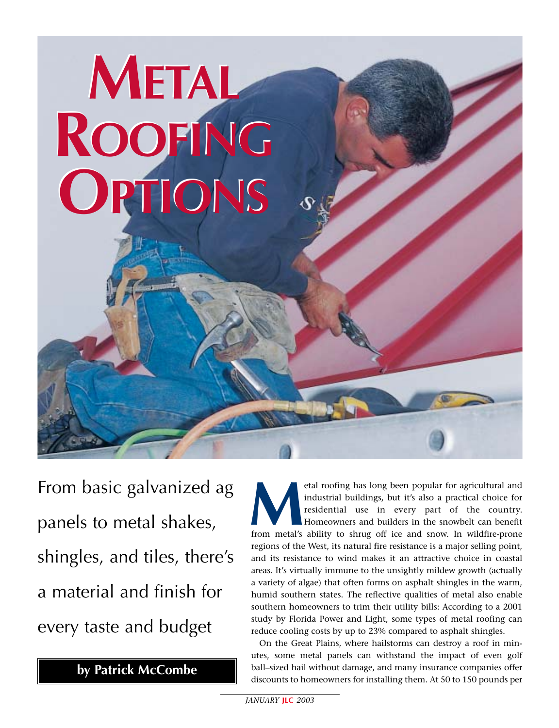# Metal Roofing Options

From basic galvanized ag panels to metal shakes, shingles, and tiles, there's a material and finish for every taste and budget

**by Patrick McCombe**

Metal roofing has long been popular for agricultural and industrial buildings, but it's also a practical choice for residential use in every part of the country. Homeowners and builders in the snowbelt can benefit from metal's ability to shrug off ice and snow. In wildfire-prone regions of the West, its natural fire resistance is a major selling point, and its resistance to wind makes it an attractive choice in coastal areas. It's virtually immune to the unsightly mildew growth (actually a variety of algae) that often forms on asphalt shingles in the warm, humid southern states. The reflective qualities of metal also enable southern homeowners to trim their utility bills: According to a 2001 study by Florida Power and Light, some types of metal roofing can reduce cooling costs by up to 23% compared to asphalt shingles.

On the Great Plains, where hailstorms can destroy a roof in minutes, some metal panels can withstand the impact of even golf ball–sized hail without damage, and many insurance companies offer discounts to homeowners for installing them. At 50 to 150 pounds per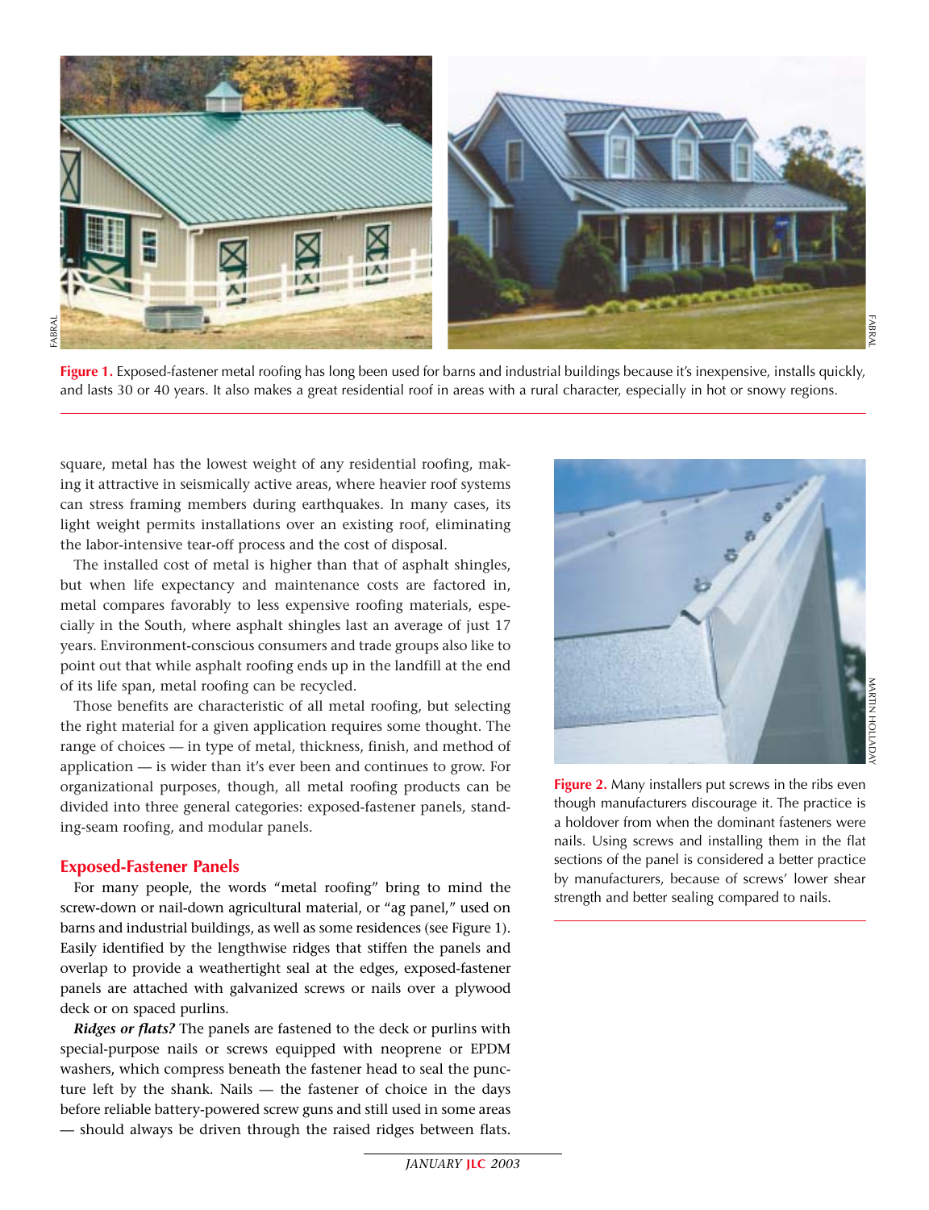**Figure 1.** Exposed-fastener metal roofing has long been used for barns and industrial buildings because it's inexpensive, installs quickly, and lasts 30 or 40 years. It also makes a great residential roof in areas with a rural character, especially in hot or snowy regions.

square, metal has the lowest weight of any residential roofing, making it attractive in seismically active areas, where heavier roof systems can stress framing members during earthquakes. In many cases, its light weight permits installations over an existing roof, eliminating the labor-intensive tear-off process and the cost of disposal.

The installed cost of metal is higher than that of asphalt shingles, but when life expectancy and maintenance costs are factored in, metal compares favorably to less expensive roofing materials, especially in the South, where asphalt shingles last an average of just 17 years. Environment-conscious consumers and trade groups also like to point out that while asphalt roofing ends up in the landfill at the end of its life span, metal roofing can be recycled.

Those benefits are characteristic of all metal roofing, but selecting the right material for a given application requires some thought. The range of choices — in type of metal, thickness, finish, and method of application — is wider than it's ever been and continues to grow. For organizational purposes, though, all metal roofing products can be divided into three general categories: exposed-fastener panels, standing-seam roofing, and modular panels.

## Exposed-Fastener Panels

For many people, the words "metal roofing" bring to mind the screw-down or nail-down agricultural material, or "ag panel," used on barns and industrial buildings, as well as some residences (see Figure 1). Easily identified by the lengthwise ridges that stiffen the panels and overlap to provide a weathertight seal at the edges, exposed-fastener panels are attached with galvanized screws or nails over a plywood deck or on spaced purlins.

***Ridges or flats?*** The panels are fastened to the deck or purlins with special-purpose nails or screws equipped with neoprene or EPDM washers, which compress beneath the fastener head to seal the puncture left by the shank. Nails — the fastener of choice in the days before reliable battery-powered screw guns and still used in some areas — should always be driven through the raised ridges between flats.

**Figure 2.** Many installers put screws in the ribs even though manufacturers discourage it. The practice is a holdover from when the dominant fasteners were nails. Using screws and installing them in the flat sections of the panel is considered a better practice by manufacturers, because of screws' lower shear strength and better sealing compared to nails.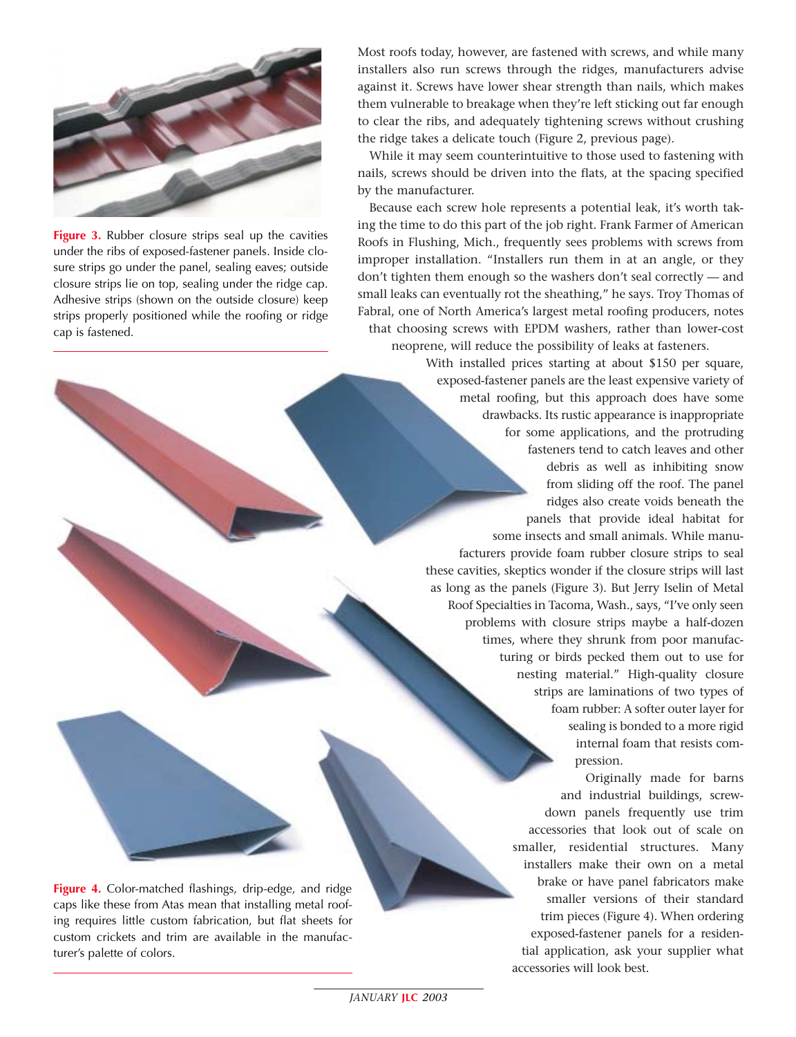**Figure 3.** Rubber closure strips seal up the cavities under the ribs of exposed-fastener panels. Inside closure strips go under the panel, sealing eaves; outside closure strips lie on top, sealing under the ridge cap. Adhesive strips (shown on the outside closure) keep strips properly positioned while the roofing or ridge cap is fastened.

Most roofs today, however, are fastened with screws, and while many installers also run screws through the ridges, manufacturers advise against it. Screws have lower shear strength than nails, which makes them vulnerable to breakage when they're left sticking out far enough to clear the ribs, and adequately tightening screws without crushing the ridge takes a delicate touch (Figure 2, previous page).

While it may seem counterintuitive to those used to fastening with nails, screws should be driven into the flats, at the spacing specified by the manufacturer.

Because each screw hole represents a potential leak, it's worth taking the time to do this part of the job right. Frank Farmer of American Roofs in Flushing, Mich., frequently sees problems with screws from improper installation. "Installers run them in at an angle, or they don't tighten them enough so the washers don't seal correctly — and small leaks can eventually rot the sheathing," he says. Troy Thomas of Fabral, one of North America's largest metal roofing producers, notes that choosing screws with EPDM washers, rather than lower-cost neoprene, will reduce the possibility of leaks at fasteners.

With installed prices starting at about $150 per square, exposed-fastener panels are the least expensive variety of metal roofing, but this approach does have some drawbacks. Its rustic appearance is inappropriate for some applications, and the protruding fasteners tend to catch leaves and other debris as well as inhibiting snow from sliding off the roof. The panel ridges also create voids beneath the panels that provide ideal habitat for some insects and small animals. While manufacturers provide foam rubber closure strips to seal these cavities, skeptics wonder if the closure strips will last as long as the panels (Figure 3). But Jerry Iselin of Metal Roof Specialties in Tacoma, Wash., says, "I've only seen problems with closure strips maybe a half-dozen times, where they shrunk from poor manufacturing or birds pecked them out to use for nesting material." High-quality closure strips are laminations of two types of foam rubber: A softer outer layer for sealing is bonded to a more rigid internal foam that resists compression.

Originally made for barns and industrial buildings, screw-down panels frequently use trim accessories that look out of scale on smaller, residential structures. Many installers make their own on a metal brake or have panel fabricators make smaller versions of their standard trim pieces (Figure 4). When ordering exposed-fastener panels for a residential application, ask your supplier what accessories will look best.

**Figure 4.** Color-matched flashings, drip-edge, and ridge caps like these from Atas mean that installing metal roofing requires little custom fabrication, but flat sheets for custom crickets and trim are available in the manufacturer's palette of colors.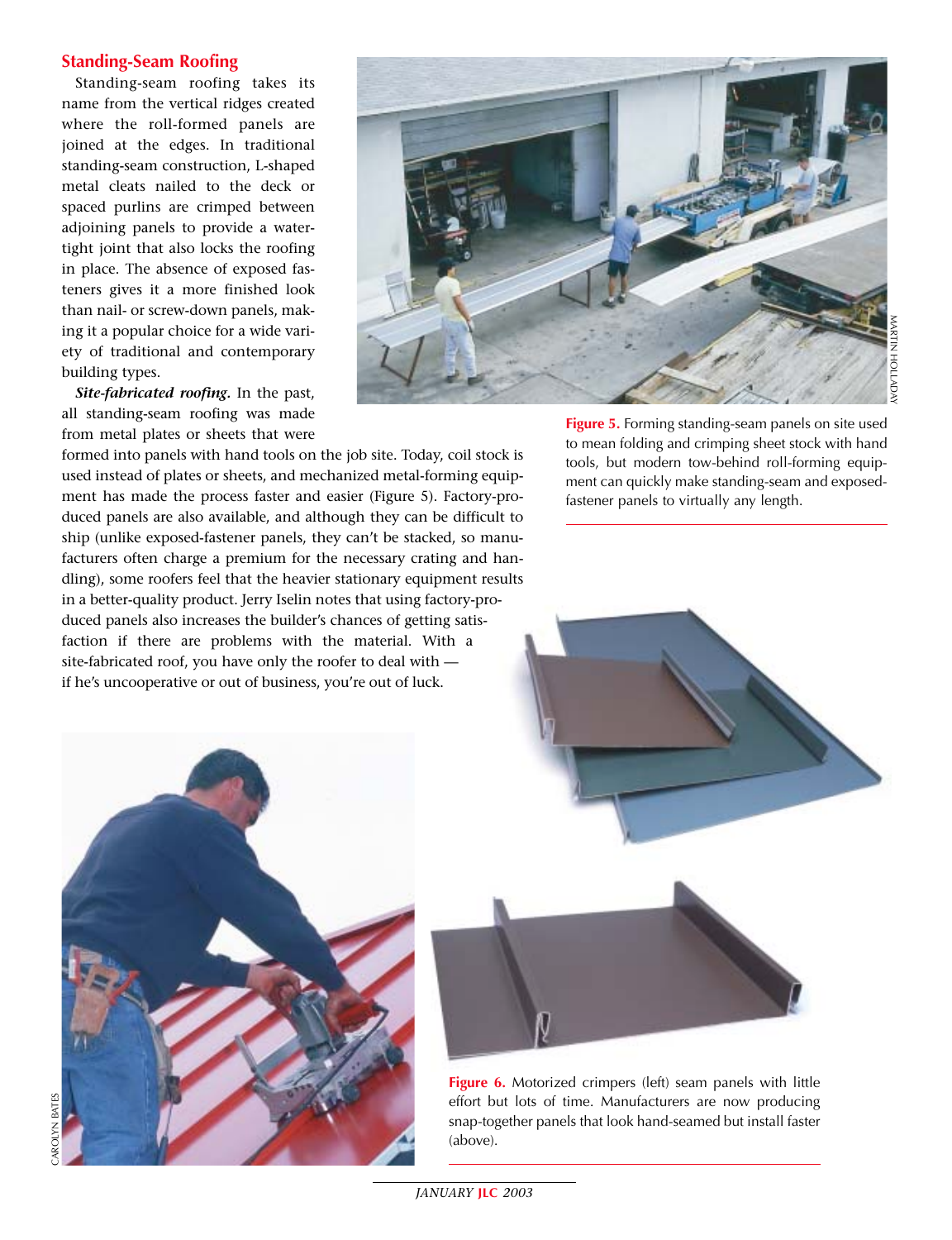## Standing-Seam Roofing

Standing-seam roofing takes its name from the vertical ridges created where the roll-formed panels are joined at the edges. In traditional standing-seam construction, L-shaped metal cleats nailed to the deck or spaced purlins are crimped between adjoining panels to provide a watertight joint that also locks the roofing in place. The absence of exposed fasteners gives it a more finished look than nail- or screw-down panels, making it a popular choice for a wide variety of traditional and contemporary building types.

***Site-fabricated roofing.*** In the past, all standing-seam roofing was made from metal plates or sheets that were formed into panels with hand tools on the job site. Today, coil stock is used instead of plates or sheets, and mechanized metal-forming equipment has made the process faster and easier (Figure 5). Factory-produced panels are also available, and although they can be difficult to ship (unlike exposed-fastener panels, they can't be stacked, so manufacturers often charge a premium for the necessary crating and handling), some roofers feel that the heavier stationary equipment results in a better-quality product. Jerry Iselin notes that using factory-produced panels also increases the builder's chances of getting satisfaction if there are problems with the material. With a site-fabricated roof, you have only the roofer to deal with — if he's uncooperative or out of business, you're out of luck.

**Figure 5.** Forming standing-seam panels on site used to mean folding and crimping sheet stock with hand tools, but modern tow-behind roll-forming equipment can quickly make standing-seam and exposed-fastener panels to virtually any length.

**Figure 6.** Motorized crimpers (left) seam panels with little effort but lots of time. Manufacturers are now producing snap-together panels that look hand-seamed but install faster (above).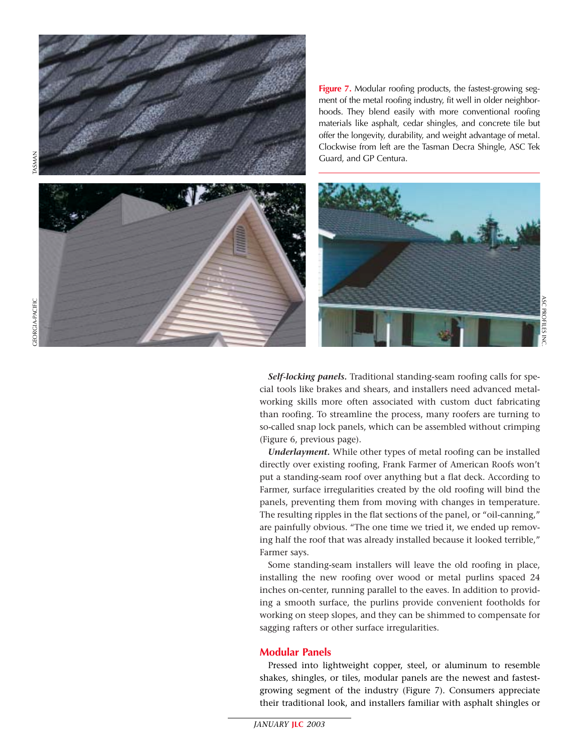**Figure 7.** Modular roofing products, the fastest-growing segment of the metal roofing industry, fit well in older neighborhoods. They blend easily with more conventional roofing materials like asphalt, cedar shingles, and concrete tile but offer the longevity, durability, and weight advantage of metal. Clockwise from left are the Tasman Decra Shingle, ASC Tek Guard, and GP Centura.

***Self-locking panels.*** Traditional standing-seam roofing calls for special tools like brakes and shears, and installers need advanced metalworking skills more often associated with custom duct fabricating than roofing. To streamline the process, many roofers are turning to so-called snap lock panels, which can be assembled without crimping (Figure 6, previous page).

***Underlayment.*** While other types of metal roofing can be installed directly over existing roofing, Frank Farmer of American Roofs won't put a standing-seam roof over anything but a flat deck. According to Farmer, surface irregularities created by the old roofing will bind the panels, preventing them from moving with changes in temperature. The resulting ripples in the flat sections of the panel, or "oil-canning," are painfully obvious. "The one time we tried it, we ended up removing half the roof that was already installed because it looked terrible," Farmer says.

Some standing-seam installers will leave the old roofing in place, installing the new roofing over wood or metal purlins spaced 24 inches on-center, running parallel to the eaves. In addition to providing a smooth surface, the purlins provide convenient footholds for working on steep slopes, and they can be shimmed to compensate for sagging rafters or other surface irregularities.

## Modular Panels

Pressed into lightweight copper, steel, or aluminum to resemble shakes, shingles, or tiles, modular panels are the newest and fastest-growing segment of the industry (Figure 7). Consumers appreciate their traditional look, and installers familiar with asphalt shingles or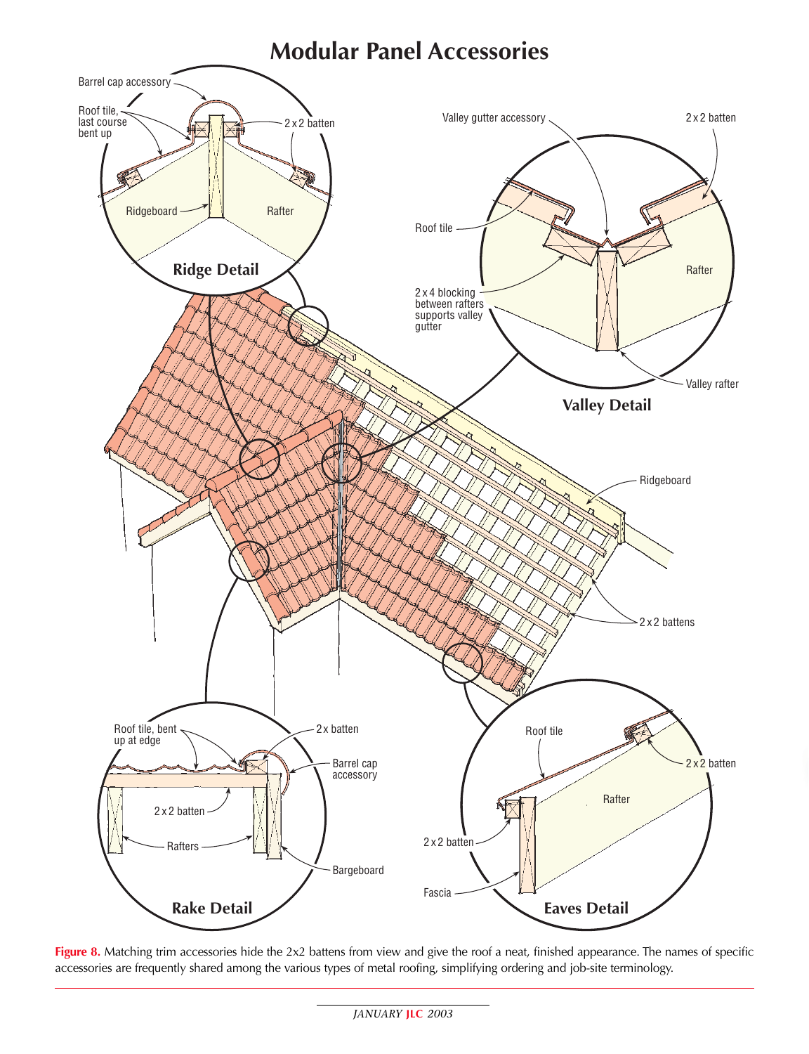# Modular Panel Accessories

Barrel cap accessory

Roof tile, last course bent up

2 x 2 batten

Ridgeboard

Rafter

**Ridge Detail**

Valley gutter accessory

2 x 2 batten

Roof tile

Rafter

2 x 4 blocking between rafters supports valley gutter

Valley rafter

**Valley Detail**

Ridgeboard

2 x 2 battens

Roof tile, bent up at edge

2 x batten

Barrel cap accessory

2 x 2 batten

Rafters

Bargeboard

**Rake Detail**

Roof tile

2 x 2 batten

Rafter

2 x 2 batten

Fascia

**Eaves Detail**

**Figure 8.** Matching trim accessories hide the 2x2 battens from view and give the roof a neat, finished appearance. The names of specific accessories are frequently shared among the various types of metal roofing, simplifying ordering and job-site terminology.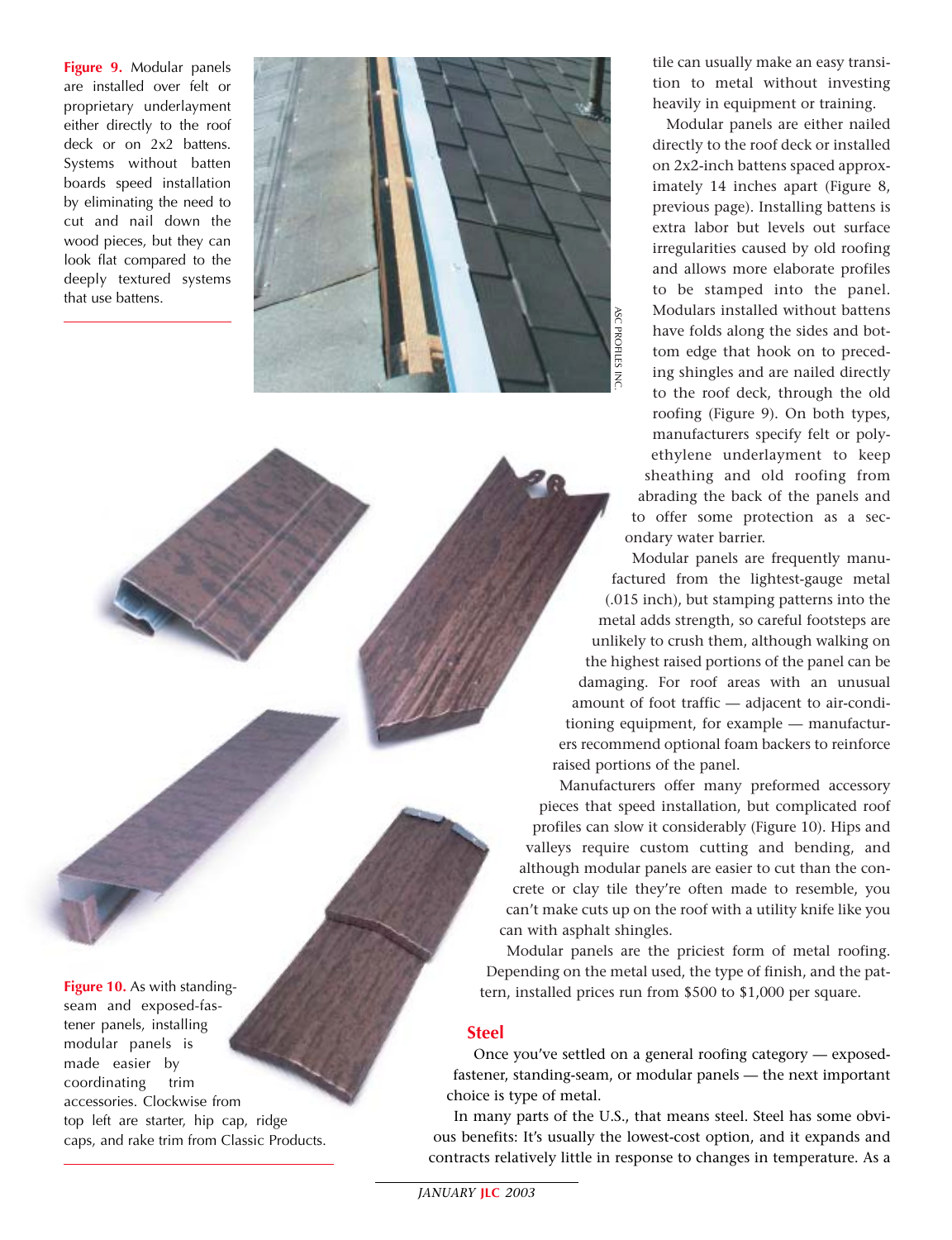**Figure 9.** Modular panels are installed over felt or proprietary underlayment either directly to the roof deck or on 2x2 battens. Systems without batten boards speed installation by eliminating the need to cut and nail down the wood pieces, but they can look flat compared to the deeply textured systems that use battens.

ASC PROFILES INC.

tile can usually make an easy transition to metal without investing heavily in equipment or training.

Modular panels are either nailed directly to the roof deck or installed on 2x2-inch battens spaced approximately 14 inches apart (Figure 8, previous page). Installing battens is extra labor but levels out surface irregularities caused by old roofing and allows more elaborate profiles to be stamped into the panel. Modulars installed without battens have folds along the sides and bottom edge that hook on to preceding shingles and are nailed directly to the roof deck, through the old roofing (Figure 9). On both types, manufacturers specify felt or polyethylene underlayment to keep sheathing and old roofing from abrading the back of the panels and to offer some protection as a secondary water barrier.

Modular panels are frequently manufactured from the lightest-gauge metal (.015 inch), but stamping patterns into the metal adds strength, so careful footsteps are unlikely to crush them, although walking on the highest raised portions of the panel can be damaging. For roof areas with an unusual amount of foot traffic — adjacent to air-conditioning equipment, for example — manufacturers recommend optional foam backers to reinforce raised portions of the panel.

Manufacturers offer many preformed accessory pieces that speed installation, but complicated roof profiles can slow it considerably (Figure 10). Hips and valleys require custom cutting and bending, and although modular panels are easier to cut than the concrete or clay tile they're often made to resemble, you can't make cuts up on the roof with a utility knife like you can with asphalt shingles.

Modular panels are the priciest form of metal roofing. Depending on the metal used, the type of finish, and the pattern, installed prices run from $500 to $1,000 per square.

**Figure 10.** As with standing-seam and exposed-fastener panels, installing modular panels is made easier by coordinating trim accessories. Clockwise from top left are starter, hip cap, ridge caps, and rake trim from Classic Products.

## Steel

Once you've settled on a general roofing category — exposed-fastener, standing-seam, or modular panels — the next important choice is type of metal.

In many parts of the U.S., that means steel. Steel has some obvious benefits: It's usually the lowest-cost option, and it expands and contracts relatively little in response to changes in temperature. As a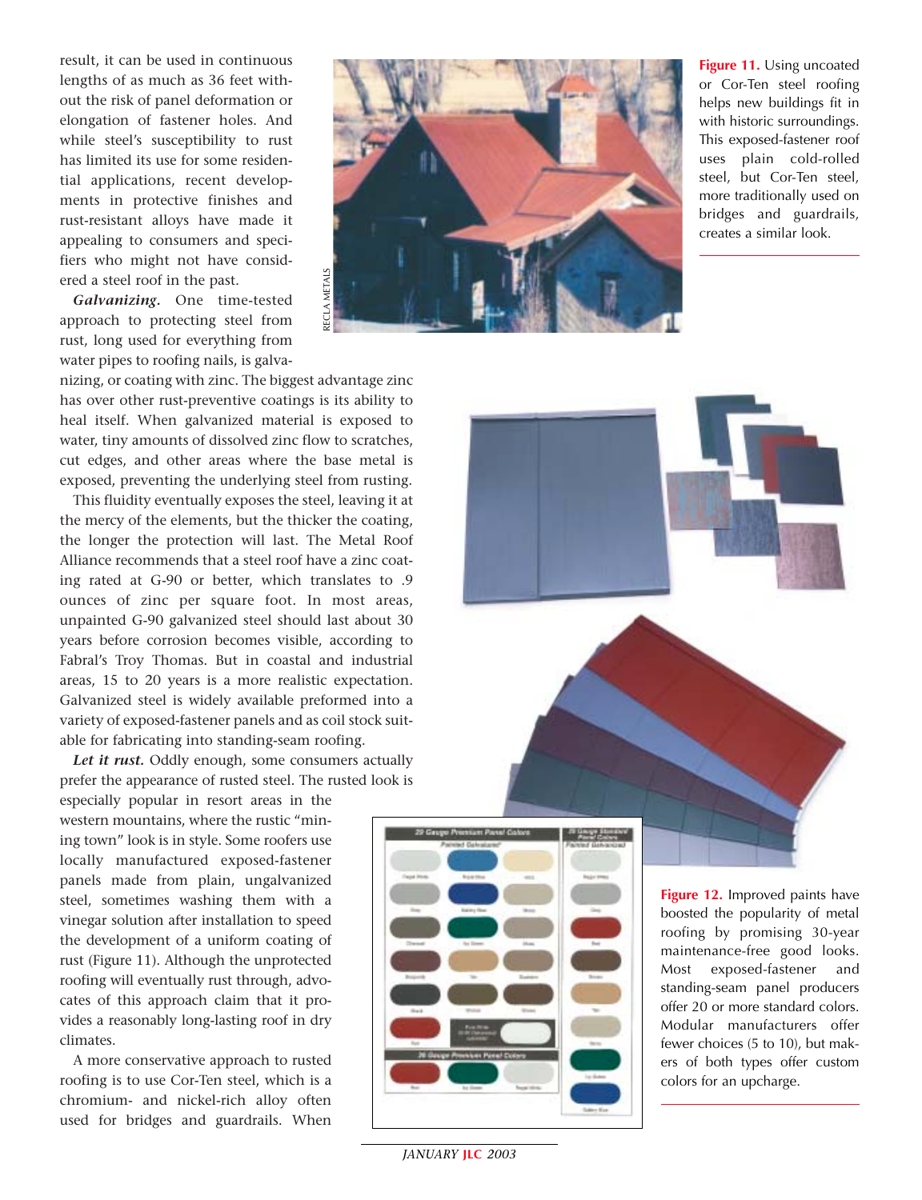result, it can be used in continuous lengths of as much as 36 feet without the risk of panel deformation or elongation of fastener holes. And while steel's susceptibility to rust has limited its use for some residential applications, recent developments in protective finishes and rust-resistant alloys have made it appealing to consumers and specifiers who might not have considered a steel roof in the past.

***Galvanizing.*** One time-tested approach to protecting steel from rust, long used for everything from water pipes to roofing nails, is galvanizing, or coating with zinc. The biggest advantage zinc has over other rust-preventive coatings is its ability to heal itself. When galvanized material is exposed to water, tiny amounts of dissolved zinc flow to scratches, cut edges, and other areas where the base metal is exposed, preventing the underlying steel from rusting.

This fluidity eventually exposes the steel, leaving it at the mercy of the elements, but the thicker the coating, the longer the protection will last. The Metal Roof Alliance recommends that a steel roof have a zinc coating rated at G-90 or better, which translates to .9 ounces of zinc per square foot. In most areas, unpainted G-90 galvanized steel should last about 30 years before corrosion becomes visible, according to Fabral's Troy Thomas. But in coastal and industrial areas, 15 to 20 years is a more realistic expectation. Galvanized steel is widely available preformed into a variety of exposed-fastener panels and as coil stock suitable for fabricating into standing-seam roofing.

***Let it rust.*** Oddly enough, some consumers actually prefer the appearance of rusted steel. The rusted look is especially popular in resort areas in the western mountains, where the rustic "mining town" look is in style. Some roofers use locally manufactured exposed-fastener panels made from plain, ungalvanized steel, sometimes washing them with a vinegar solution after installation to speed the development of a uniform coating of rust (Figure 11). Although the unprotected roofing will eventually rust through, advocates of this approach claim that it provides a reasonably long-lasting roof in dry climates.

A more conservative approach to rusted roofing is to use Cor-Ten steel, which is a chromium- and nickel-rich alloy often used for bridges and guardrails. When

**Figure 11.** Using uncoated or Cor-Ten steel roofing helps new buildings fit in with historic surroundings. This exposed-fastener roof uses plain cold-rolled steel, but Cor-Ten steel, more traditionally used on bridges and guardrails, creates a similar look.

**Figure 12.** Improved paints have boosted the popularity of metal roofing by promising 30-year maintenance-free good looks. Most exposed-fastener and standing-seam panel producers offer 20 or more standard colors. Modular manufacturers offer fewer choices (5 to 10), but makers of both types offer custom colors for an upcharge.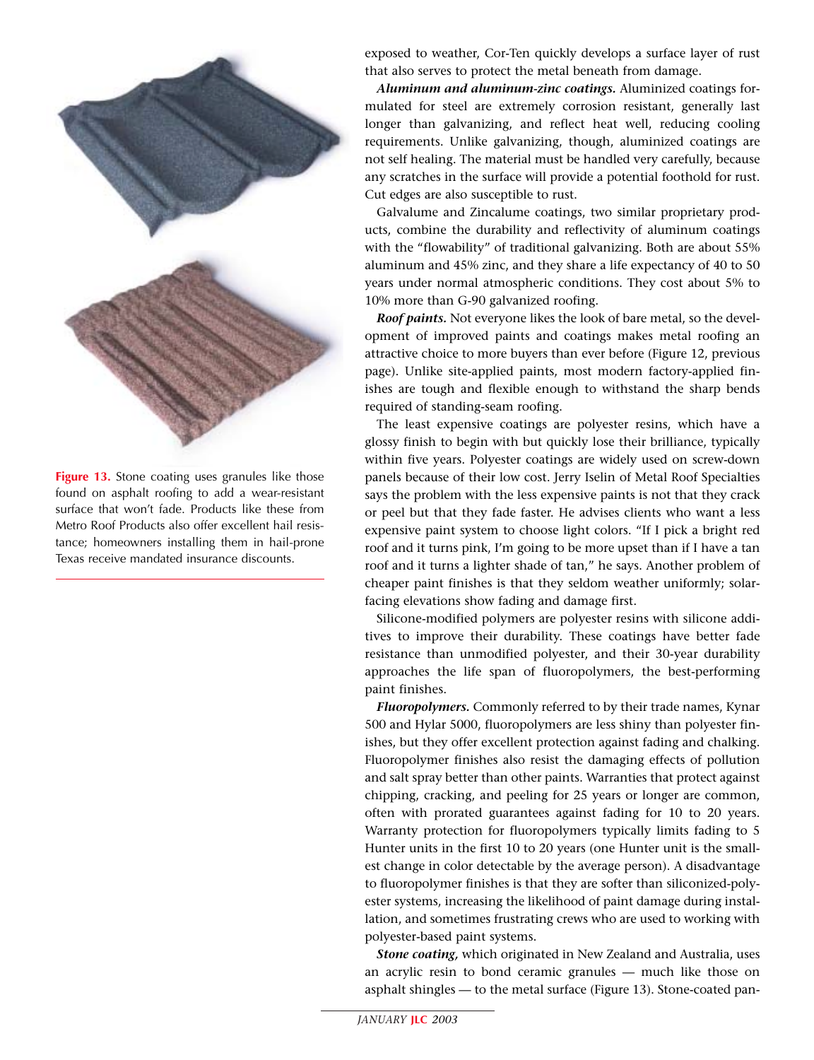exposed to weather, Cor-Ten quickly develops a surface layer of rust that also serves to protect the metal beneath from damage.

***Aluminum and aluminum-zinc coatings.*** Aluminized coatings formulated for steel are extremely corrosion resistant, generally last longer than galvanizing, and reflect heat well, reducing cooling requirements. Unlike galvanizing, though, aluminized coatings are not self healing. The material must be handled very carefully, because any scratches in the surface will provide a potential foothold for rust. Cut edges are also susceptible to rust.

Galvalume and Zincalume coatings, two similar proprietary products, combine the durability and reflectivity of aluminum coatings with the "flowability" of traditional galvanizing. Both are about 55% aluminum and 45% zinc, and they share a life expectancy of 40 to 50 years under normal atmospheric conditions. They cost about 5% to 10% more than G-90 galvanized roofing.

***Roof paints.*** Not everyone likes the look of bare metal, so the development of improved paints and coatings makes metal roofing an attractive choice to more buyers than ever before (Figure 12, previous page). Unlike site-applied paints, most modern factory-applied finishes are tough and flexible enough to withstand the sharp bends required of standing-seam roofing.

The least expensive coatings are polyester resins, which have a glossy finish to begin with but quickly lose their brilliance, typically within five years. Polyester coatings are widely used on screw-down panels because of their low cost. Jerry Iselin of Metal Roof Specialties says the problem with the less expensive paints is not that they crack or peel but that they fade faster. He advises clients who want a less expensive paint system to choose light colors. "If I pick a bright red roof and it turns pink, I'm going to be more upset than if I have a tan roof and it turns a lighter shade of tan," he says. Another problem of cheaper paint finishes is that they seldom weather uniformly; solar-facing elevations show fading and damage first.

Silicone-modified polymers are polyester resins with silicone additives to improve their durability. These coatings have better fade resistance than unmodified polyester, and their 30-year durability approaches the life span of fluoropolymers, the best-performing paint finishes.

***Fluoropolymers.*** Commonly referred to by their trade names, Kynar 500 and Hylar 5000, fluoropolymers are less shiny than polyester finishes, but they offer excellent protection against fading and chalking. Fluoropolymer finishes also resist the damaging effects of pollution and salt spray better than other paints. Warranties that protect against chipping, cracking, and peeling for 25 years or longer are common, often with prorated guarantees against fading for 10 to 20 years. Warranty protection for fluoropolymers typically limits fading to 5 Hunter units in the first 10 to 20 years (one Hunter unit is the smallest change in color detectable by the average person). A disadvantage to fluoropolymer finishes is that they are softer than siliconized-polyester systems, increasing the likelihood of paint damage during installation, and sometimes frustrating crews who are used to working with polyester-based paint systems.

***Stone coating,*** which originated in New Zealand and Australia, uses an acrylic resin to bond ceramic granules — much like those on asphalt shingles — to the metal surface (Figure 13). Stone-coated pan-

**Figure 13.** Stone coating uses granules like those found on asphalt roofing to add a wear-resistant surface that won't fade. Products like these from Metro Roof Products also offer excellent hail resistance; homeowners installing them in hail-prone Texas receive mandated insurance discounts.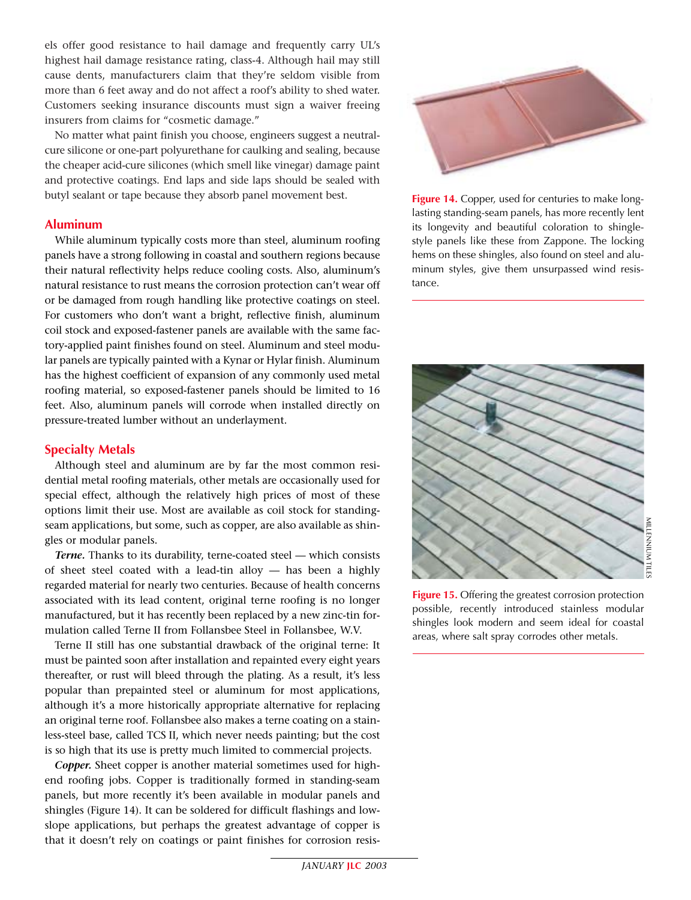els offer good resistance to hail damage and frequently carry UL's highest hail damage resistance rating, class-4. Although hail may still cause dents, manufacturers claim that they're seldom visible from more than 6 feet away and do not affect a roof's ability to shed water. Customers seeking insurance discounts must sign a waiver freeing insurers from claims for "cosmetic damage."

No matter what paint finish you choose, engineers suggest a neutral-cure silicone or one-part polyurethane for caulking and sealing, because the cheaper acid-cure silicones (which smell like vinegar) damage paint and protective coatings. End laps and side laps should be sealed with butyl sealant or tape because they absorb panel movement best.

## Aluminum

While aluminum typically costs more than steel, aluminum roofing panels have a strong following in coastal and southern regions because their natural reflectivity helps reduce cooling costs. Also, aluminum's natural resistance to rust means the corrosion protection can't wear off or be damaged from rough handling like protective coatings on steel. For customers who don't want a bright, reflective finish, aluminum coil stock and exposed-fastener panels are available with the same factory-applied paint finishes found on steel. Aluminum and steel modular panels are typically painted with a Kynar or Hylar finish. Aluminum has the highest coefficient of expansion of any commonly used metal roofing material, so exposed-fastener panels should be limited to 16 feet. Also, aluminum panels will corrode when installed directly on pressure-treated lumber without an underlayment.

## Specialty Metals

Although steel and aluminum are by far the most common residential metal roofing materials, other metals are occasionally used for special effect, although the relatively high prices of most of these options limit their use. Most are available as coil stock for standing-seam applications, but some, such as copper, are also available as shingles or modular panels.

***Terne.*** Thanks to its durability, terne-coated steel — which consists of sheet steel coated with a lead-tin alloy — has been a highly regarded material for nearly two centuries. Because of health concerns associated with its lead content, original terne roofing is no longer manufactured, but it has recently been replaced by a new zinc-tin formulation called Terne II from Follansbee Steel in Follansbee, W.V.

Terne II still has one substantial drawback of the original terne: It must be painted soon after installation and repainted every eight years thereafter, or rust will bleed through the plating. As a result, it's less popular than prepainted steel or aluminum for most applications, although it's a more historically appropriate alternative for replacing an original terne roof. Follansbee also makes a terne coating on a stainless-steel base, called TCS II, which never needs painting; but the cost is so high that its use is pretty much limited to commercial projects.

***Copper.*** Sheet copper is another material sometimes used for high-end roofing jobs. Copper is traditionally formed in standing-seam panels, but more recently it's been available in modular panels and shingles (Figure 14). It can be soldered for difficult flashings and low-slope applications, but perhaps the greatest advantage of copper is that it doesn't rely on coatings or paint finishes for corrosion resis-

**Figure 14.** Copper, used for centuries to make long-lasting standing-seam panels, has more recently lent its longevity and beautiful coloration to shingle-style panels like these from Zappone. The locking hems on these shingles, also found on steel and aluminum styles, give them unsurpassed wind resistance.

MILLENNIUM TILES

**Figure 15.** Offering the greatest corrosion protection possible, recently introduced stainless modular shingles look modern and seem ideal for coastal areas, where salt spray corrodes other metals.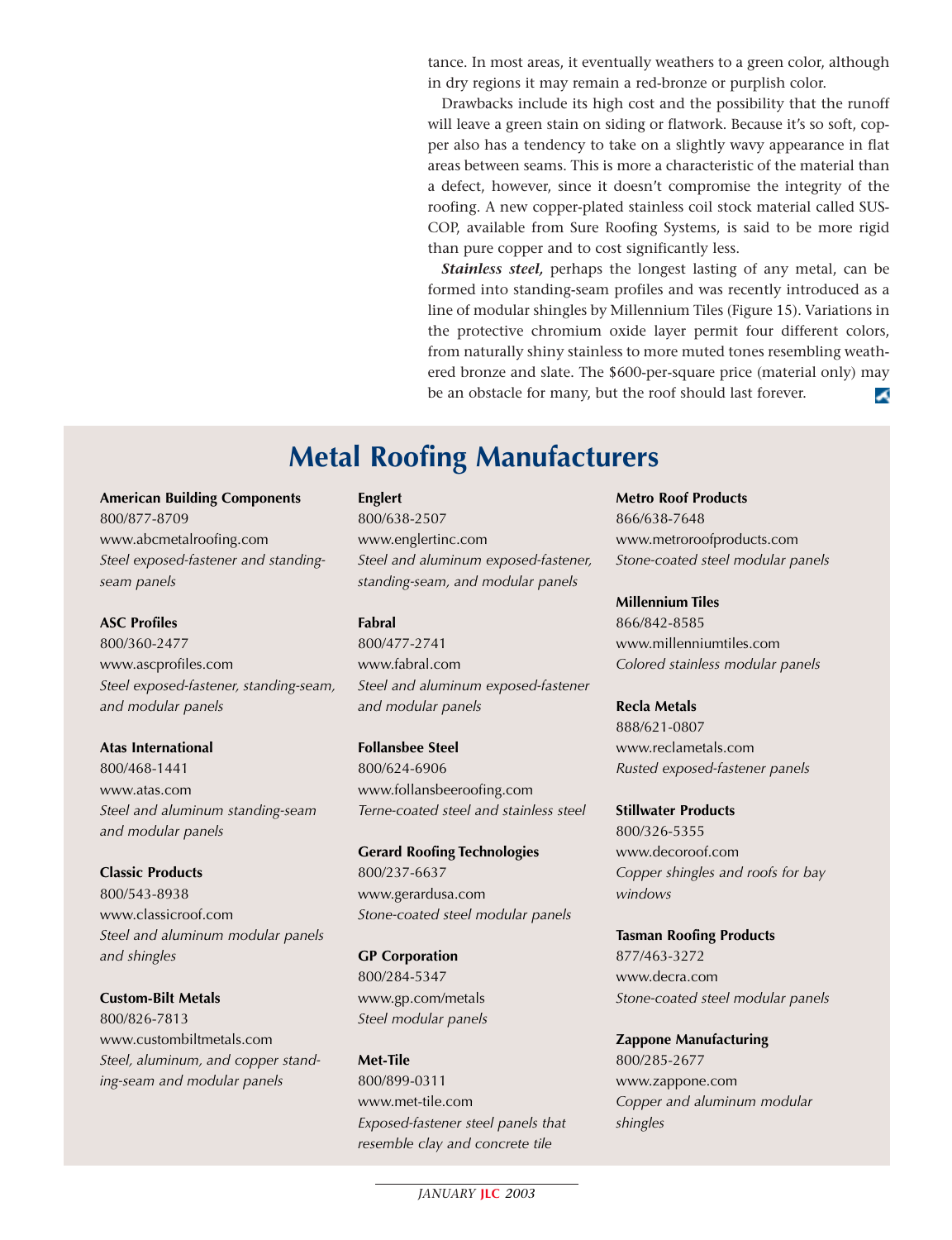tance. In most areas, it eventually weathers to a green color, although in dry regions it may remain a red-bronze or purplish color.

Drawbacks include its high cost and the possibility that the runoff will leave a green stain on siding or flatwork. Because it's so soft, copper also has a tendency to take on a slightly wavy appearance in flat areas between seams. This is more a characteristic of the material than a defect, however, since it doesn't compromise the integrity of the roofing. A new copper-plated stainless coil stock material called SUS-COP, available from Sure Roofing Systems, is said to be more rigid than pure copper and to cost significantly less.

***Stainless steel,*** perhaps the longest lasting of any metal, can be formed into standing-seam profiles and was recently introduced as a line of modular shingles by Millennium Tiles (Figure 15). Variations in the protective chromium oxide layer permit four different colors, from naturally shiny stainless to more muted tones resembling weathered bronze and slate. The $600-per-square price (material only) may be an obstacle for many, but the roof should last forever.

## Metal Roofing Manufacturers

**American Building Components**
800/877-8709
www.abcmetalroofing.com
*Steel exposed-fastener and standing-seam panels*

**ASC Profiles**
800/360-2477
www.ascprofiles.com
*Steel exposed-fastener, standing-seam, and modular panels*

**Atas International**
800/468-1441
www.atas.com
*Steel and aluminum standing-seam and modular panels*

**Classic Products**
800/543-8938
www.classicroof.com
*Steel and aluminum modular panels and shingles*

**Custom-Bilt Metals**
800/826-7813
www.custombiltmetals.com
*Steel, aluminum, and copper standing-seam and modular panels*

**Englert**
800/638-2507
www.englertinc.com
*Steel and aluminum exposed-fastener, standing-seam, and modular panels*

**Fabral**
800/477-2741
www.fabral.com
*Steel and aluminum exposed-fastener and modular panels*

**Follansbee Steel**
800/624-6906
www.follansbeeroofing.com
*Terne-coated steel and stainless steel*

**Gerard Roofing Technologies**
800/237-6637
www.gerardusa.com
*Stone-coated steel modular panels*

**GP Corporation**
800/284-5347
www.gp.com/metals
*Steel modular panels*

**Met-Tile**
800/899-0311
www.met-tile.com
*Exposed-fastener steel panels that resemble clay and concrete tile*

**Metro Roof Products**
866/638-7648
www.metroroofproducts.com
*Stone-coated steel modular panels*

**Millennium Tiles**
866/842-8585
www.millenniumtiles.com
*Colored stainless modular panels*

**Recla Metals**
888/621-0807
www.reclametals.com
*Rusted exposed-fastener panels*

**Stillwater Products**
800/326-5355
www.decoroof.com
*Copper shingles and roofs for bay windows*

**Tasman Roofing Products**
877/463-3272
www.decra.com
*Stone-coated steel modular panels*

**Zappone Manufacturing**
800/285-2677
www.zappone.com
*Copper and aluminum modular shingles*